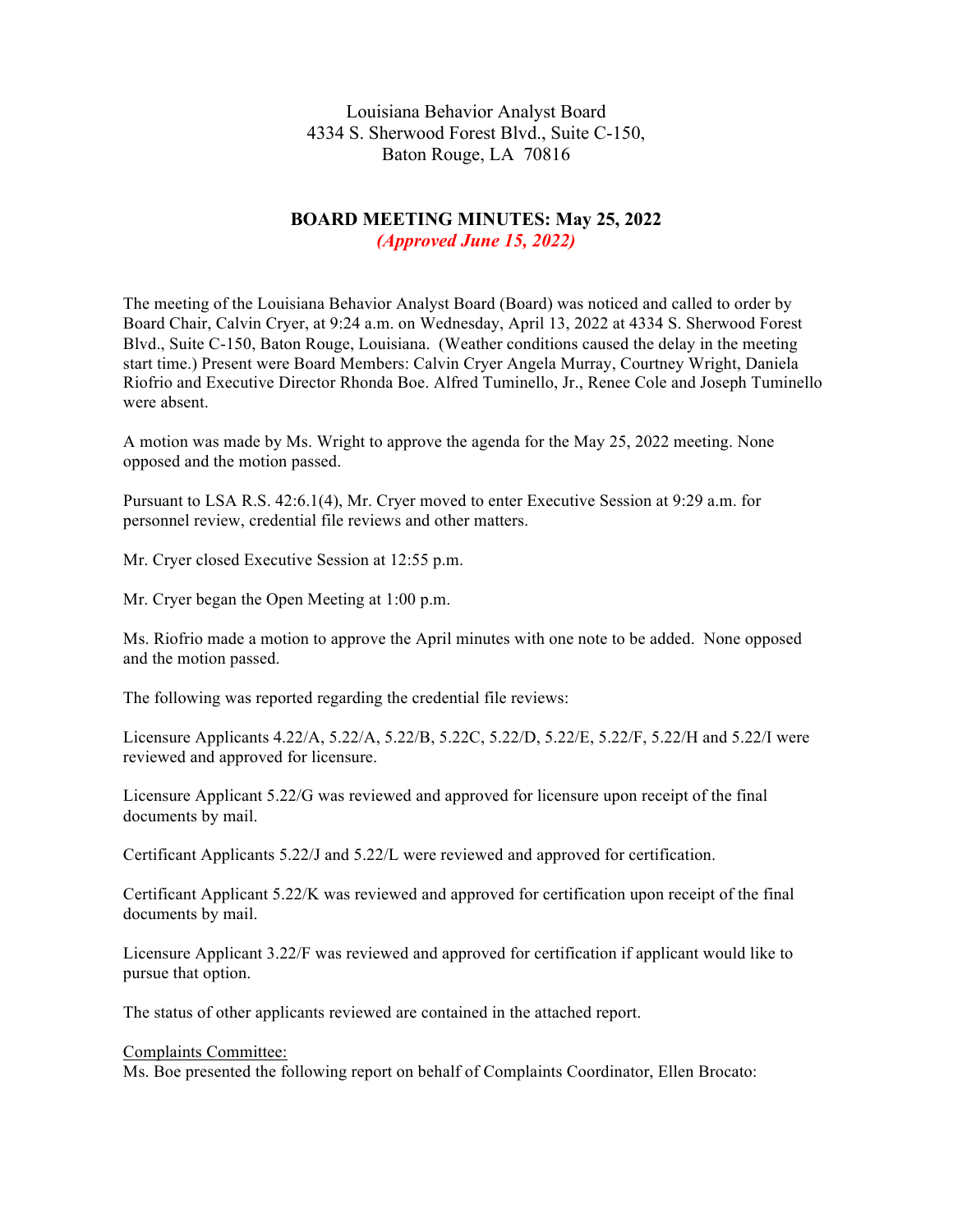Louisiana Behavior Analyst Board
4334 S. Sherwood Forest Blvd., Suite C-150,
Baton Rouge, LA 70816

## BOARD MEETING MINUTES: May 25, 2022
*(Approved June 15, 2022)*

The meeting of the Louisiana Behavior Analyst Board (Board) was noticed and called to order by Board Chair, Calvin Cryer, at 9:24 a.m. on Wednesday, April 13, 2022 at 4334 S. Sherwood Forest Blvd., Suite C-150, Baton Rouge, Louisiana. (Weather conditions caused the delay in the meeting start time.) Present were Board Members: Calvin Cryer Angela Murray, Courtney Wright, Daniela Riofrio and Executive Director Rhonda Boe. Alfred Tuminello, Jr., Renee Cole and Joseph Tuminello were absent.

A motion was made by Ms. Wright to approve the agenda for the May 25, 2022 meeting. None opposed and the motion passed.

Pursuant to LSA R.S. 42:6.1(4), Mr. Cryer moved to enter Executive Session at 9:29 a.m. for personnel review, credential file reviews and other matters.

Mr. Cryer closed Executive Session at 12:55 p.m.

Mr. Cryer began the Open Meeting at 1:00 p.m.

Ms. Riofrio made a motion to approve the April minutes with one note to be added. None opposed and the motion passed.

The following was reported regarding the credential file reviews:

Licensure Applicants 4.22/A, 5.22/A, 5.22/B, 5.22C, 5.22/D, 5.22/E, 5.22/F, 5.22/H and 5.22/I were reviewed and approved for licensure.

Licensure Applicant 5.22/G was reviewed and approved for licensure upon receipt of the final documents by mail.

Certificant Applicants 5.22/J and 5.22/L were reviewed and approved for certification.

Certificant Applicant 5.22/K was reviewed and approved for certification upon receipt of the final documents by mail.

Licensure Applicant 3.22/F was reviewed and approved for certification if applicant would like to pursue that option.

The status of other applicants reviewed are contained in the attached report.

Complaints Committee:

Ms. Boe presented the following report on behalf of Complaints Coordinator, Ellen Brocato: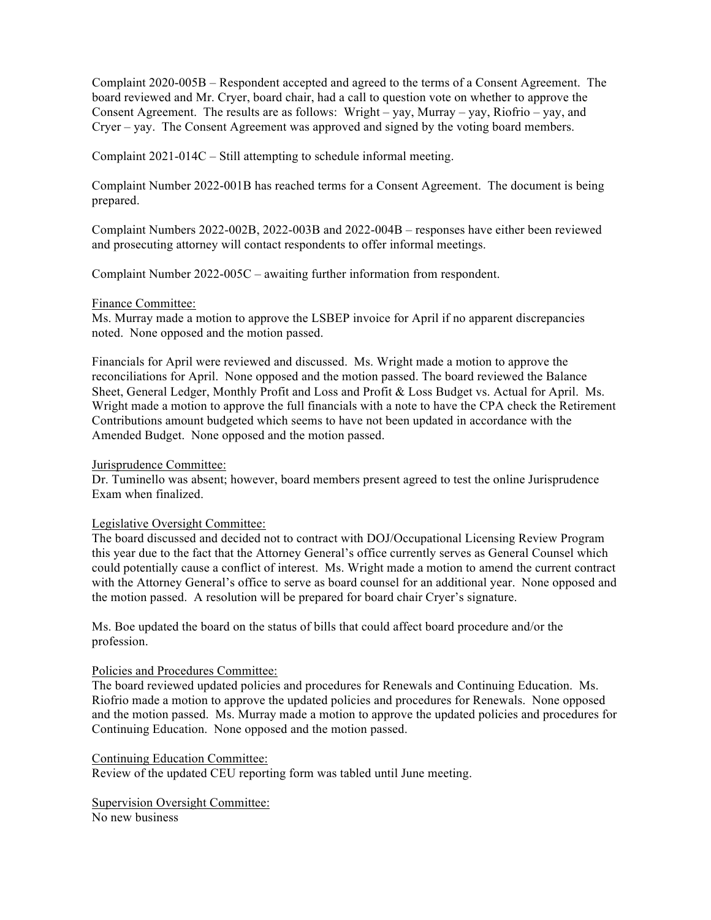Complaint 2020-005B – Respondent accepted and agreed to the terms of a Consent Agreement. The board reviewed and Mr. Cryer, board chair, had a call to question vote on whether to approve the Consent Agreement. The results are as follows: Wright – yay, Murray – yay, Riofrio – yay, and Cryer – yay. The Consent Agreement was approved and signed by the voting board members.

Complaint 2021-014C – Still attempting to schedule informal meeting.

Complaint Number 2022-001B has reached terms for a Consent Agreement. The document is being prepared.

Complaint Numbers 2022-002B, 2022-003B and 2022-004B – responses have either been reviewed and prosecuting attorney will contact respondents to offer informal meetings.

Complaint Number 2022-005C – awaiting further information from respondent.

Finance Committee:

Ms. Murray made a motion to approve the LSBEP invoice for April if no apparent discrepancies noted. None opposed and the motion passed.

Financials for April were reviewed and discussed. Ms. Wright made a motion to approve the reconciliations for April. None opposed and the motion passed. The board reviewed the Balance Sheet, General Ledger, Monthly Profit and Loss and Profit & Loss Budget vs. Actual for April. Ms. Wright made a motion to approve the full financials with a note to have the CPA check the Retirement Contributions amount budgeted which seems to have not been updated in accordance with the Amended Budget. None opposed and the motion passed.

Jurisprudence Committee:

Dr. Tuminello was absent; however, board members present agreed to test the online Jurisprudence Exam when finalized.

Legislative Oversight Committee:

The board discussed and decided not to contract with DOJ/Occupational Licensing Review Program this year due to the fact that the Attorney General's office currently serves as General Counsel which could potentially cause a conflict of interest. Ms. Wright made a motion to amend the current contract with the Attorney General's office to serve as board counsel for an additional year. None opposed and the motion passed. A resolution will be prepared for board chair Cryer's signature.

Ms. Boe updated the board on the status of bills that could affect board procedure and/or the profession.

Policies and Procedures Committee:

The board reviewed updated policies and procedures for Renewals and Continuing Education. Ms. Riofrio made a motion to approve the updated policies and procedures for Renewals. None opposed and the motion passed. Ms. Murray made a motion to approve the updated policies and procedures for Continuing Education. None opposed and the motion passed.

Continuing Education Committee:

Review of the updated CEU reporting form was tabled until June meeting.

Supervision Oversight Committee:

No new business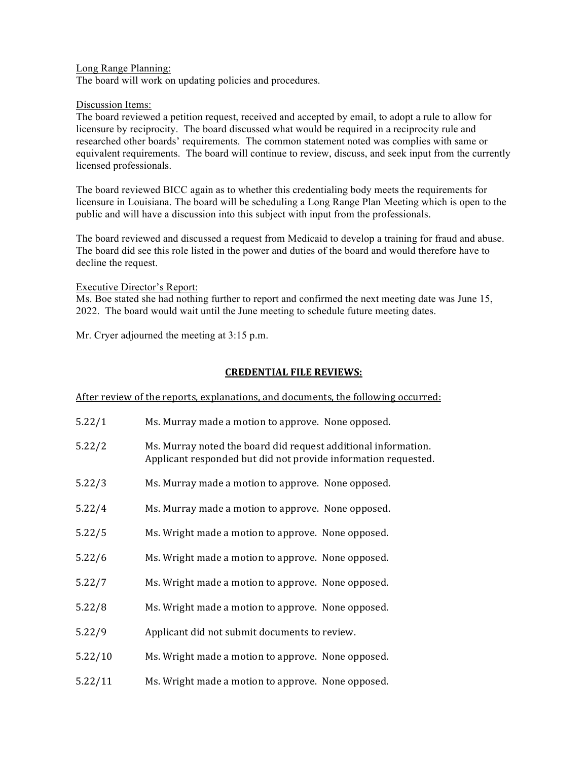Long Range Planning:
The board will work on updating policies and procedures.

Discussion Items:
The board reviewed a petition request, received and accepted by email, to adopt a rule to allow for licensure by reciprocity. The board discussed what would be required in a reciprocity rule and researched other boards' requirements. The common statement noted was complies with same or equivalent requirements. The board will continue to review, discuss, and seek input from the currently licensed professionals.

The board reviewed BICC again as to whether this credentialing body meets the requirements for licensure in Louisiana. The board will be scheduling a Long Range Plan Meeting which is open to the public and will have a discussion into this subject with input from the professionals.

The board reviewed and discussed a request from Medicaid to develop a training for fraud and abuse. The board did see this role listed in the power and duties of the board and would therefore have to decline the request.

Executive Director's Report:
Ms. Boe stated she had nothing further to report and confirmed the next meeting date was June 15, 2022. The board would wait until the June meeting to schedule future meeting dates.

Mr. Cryer adjourned the meeting at 3:15 p.m.

## CREDENTIAL FILE REVIEWS:

After review of the reports, explanations, and documents, the following occurred:

5.22/1 Ms. Murray made a motion to approve. None opposed.

5.22/2 Ms. Murray noted the board did request additional information. Applicant responded but did not provide information requested.

5.22/3 Ms. Murray made a motion to approve. None opposed.

5.22/4 Ms. Murray made a motion to approve. None opposed.

5.22/5 Ms. Wright made a motion to approve. None opposed.

5.22/6 Ms. Wright made a motion to approve. None opposed.

5.22/7 Ms. Wright made a motion to approve. None opposed.

5.22/8 Ms. Wright made a motion to approve. None opposed.

5.22/9 Applicant did not submit documents to review.

5.22/10 Ms. Wright made a motion to approve. None opposed.

5.22/11 Ms. Wright made a motion to approve. None opposed.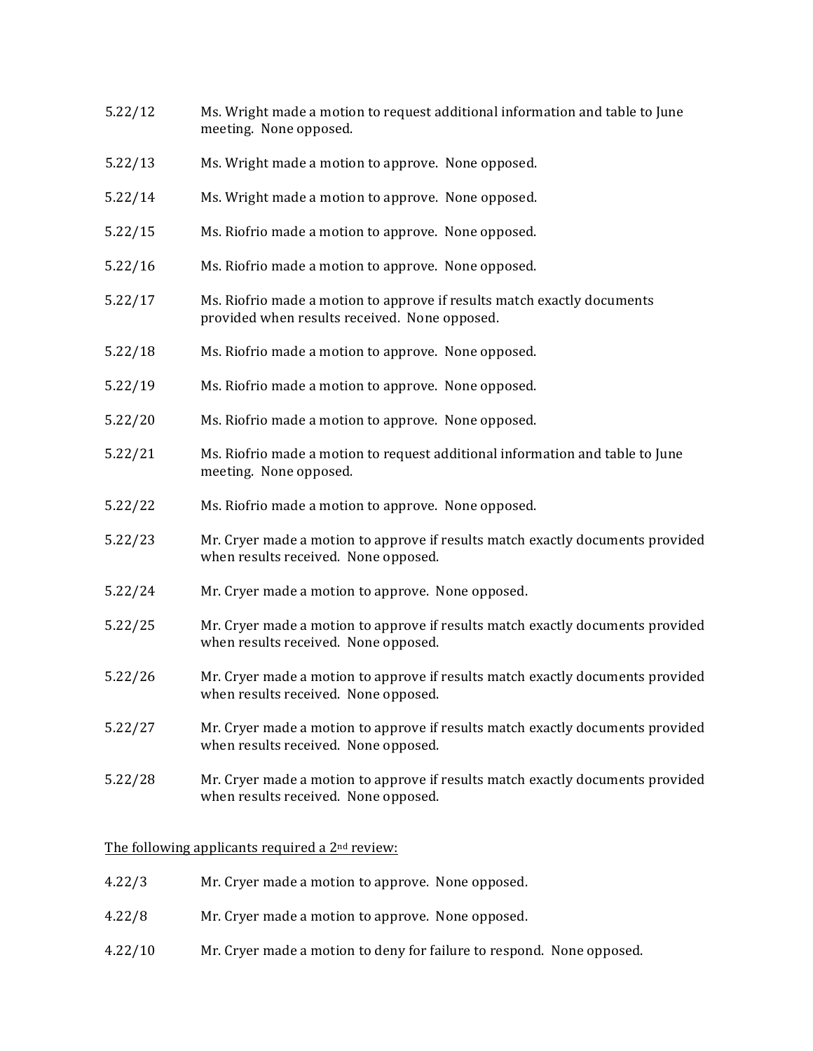5.22/12 Ms. Wright made a motion to request additional information and table to June meeting. None opposed.

5.22/13 Ms. Wright made a motion to approve. None opposed.

5.22/14 Ms. Wright made a motion to approve. None opposed.

5.22/15 Ms. Riofrio made a motion to approve. None opposed.

5.22/16 Ms. Riofrio made a motion to approve. None opposed.

5.22/17 Ms. Riofrio made a motion to approve if results match exactly documents provided when results received. None opposed.

5.22/18 Ms. Riofrio made a motion to approve. None opposed.

5.22/19 Ms. Riofrio made a motion to approve. None opposed.

5.22/20 Ms. Riofrio made a motion to approve. None opposed.

5.22/21 Ms. Riofrio made a motion to request additional information and table to June meeting. None opposed.

5.22/22 Ms. Riofrio made a motion to approve. None opposed.

5.22/23 Mr. Cryer made a motion to approve if results match exactly documents provided when results received. None opposed.

5.22/24 Mr. Cryer made a motion to approve. None opposed.

5.22/25 Mr. Cryer made a motion to approve if results match exactly documents provided when results received. None opposed.

5.22/26 Mr. Cryer made a motion to approve if results match exactly documents provided when results received. None opposed.

5.22/27 Mr. Cryer made a motion to approve if results match exactly documents provided when results received. None opposed.

5.22/28 Mr. Cryer made a motion to approve if results match exactly documents provided when results received. None opposed.

<u>The following applicants required a 2nd review:</u>

4.22/3 Mr. Cryer made a motion to approve. None opposed.

4.22/8 Mr. Cryer made a motion to approve. None opposed.

4.22/10 Mr. Cryer made a motion to deny for failure to respond. None opposed.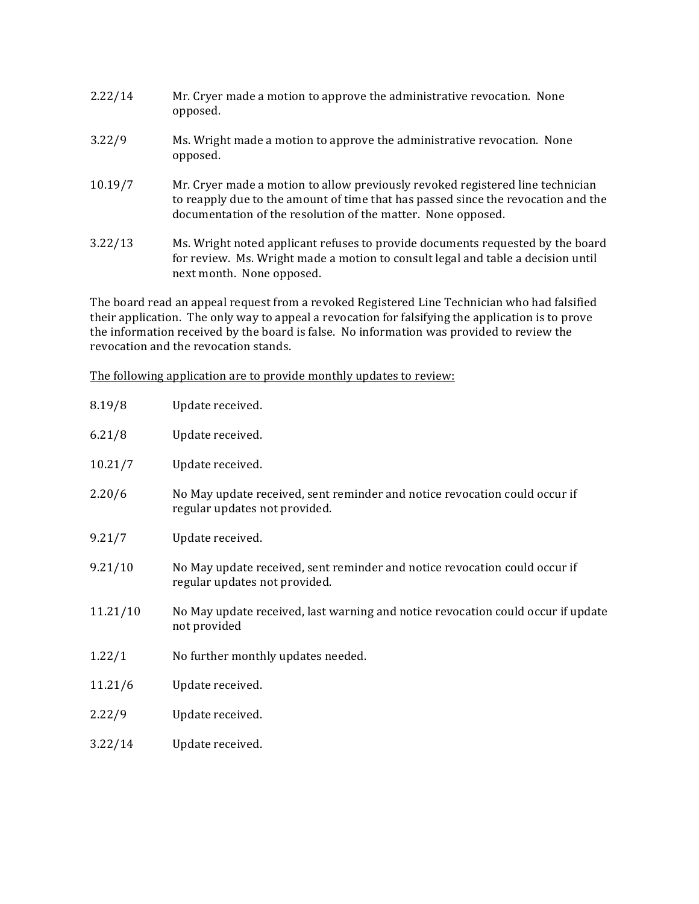2.22/14 Mr. Cryer made a motion to approve the administrative revocation. None opposed.

3.22/9 Ms. Wright made a motion to approve the administrative revocation. None opposed.

10.19/7 Mr. Cryer made a motion to allow previously revoked registered line technician to reapply due to the amount of time that has passed since the revocation and the documentation of the resolution of the matter. None opposed.

3.22/13 Ms. Wright noted applicant refuses to provide documents requested by the board for review. Ms. Wright made a motion to consult legal and table a decision until next month. None opposed.

The board read an appeal request from a revoked Registered Line Technician who had falsified their application. The only way to appeal a revocation for falsifying the application is to prove the information received by the board is false. No information was provided to review the revocation and the revocation stands.

<u>The following application are to provide monthly updates to review:</u>

8.19/8 Update received.

6.21/8 Update received.

10.21/7 Update received.

2.20/6 No May update received, sent reminder and notice revocation could occur if regular updates not provided.

9.21/7 Update received.

9.21/10 No May update received, sent reminder and notice revocation could occur if regular updates not provided.

11.21/10 No May update received, last warning and notice revocation could occur if update not provided

1.22/1 No further monthly updates needed.

11.21/6 Update received.

2.22/9 Update received.

3.22/14 Update received.